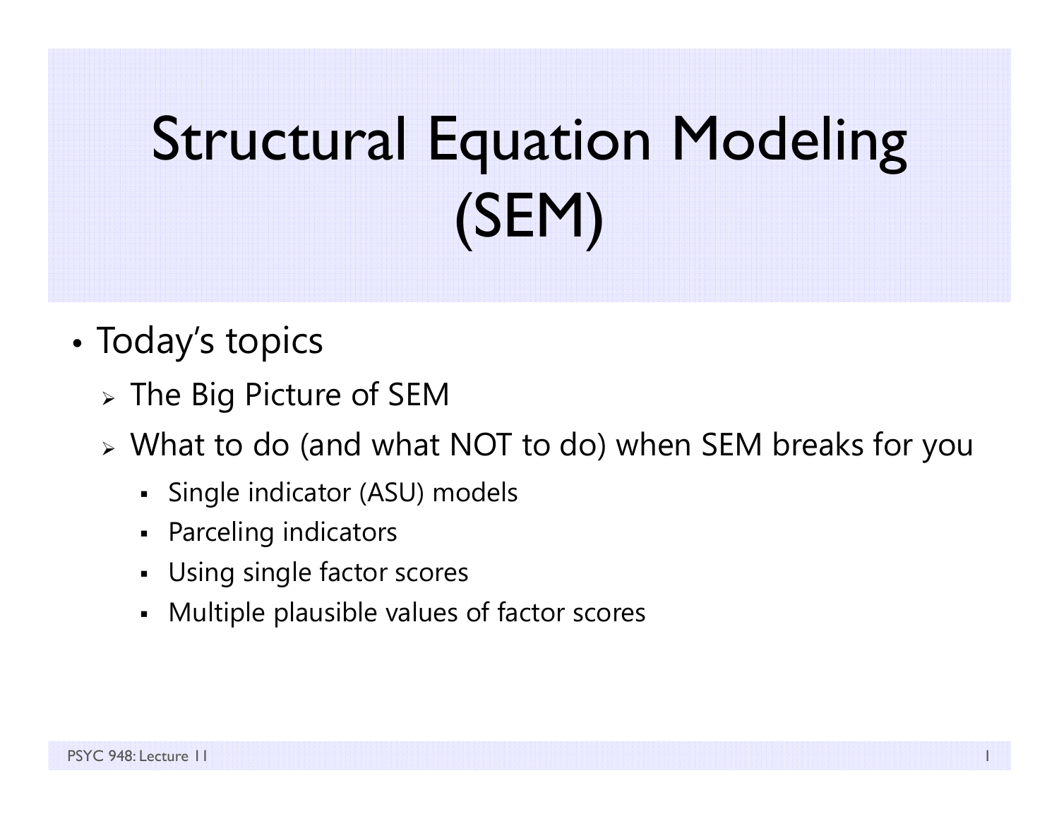# Structural Equation Modeling (SEM)

- Today's topics
  - The Big Picture of SEM
  - What to do (and what NOT to do) when SEM breaks for you
    - Single indicator (ASU) models
    - Parceling indicators
    - Using single factor scores
    - Multiple plausible values of factor scores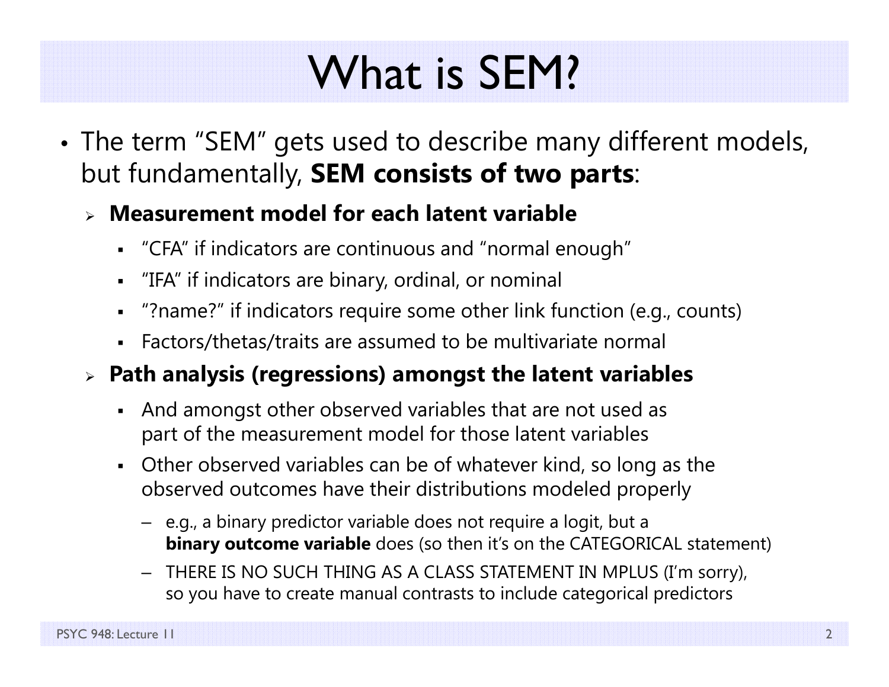# What is SEM?

- The term "SEM" gets used to describe many different models, but fundamentally, **SEM consists of two parts**:
  - **Measurement model for each latent variable**
    - "CFA" if indicators are continuous and "normal enough"
    - "IFA" if indicators are binary, ordinal, or nominal
    - "?name?" if indicators require some other link function (e.g., counts)
    - Factors/thetas/traits are assumed to be multivariate normal
  - **Path analysis (regressions) amongst the latent variables**
    - And amongst other observed variables that are not used as part of the measurement model for those latent variables
    - Other observed variables can be of whatever kind, so long as the observed outcomes have their distributions modeled properly
      - e.g., a binary predictor variable does not require a logit, but a **binary outcome variable** does (so then it's on the CATEGORICAL statement)
      - THERE IS NO SUCH THING AS A CLASS STATEMENT IN MPLUS (I'm sorry), so you have to create manual contrasts to include categorical predictors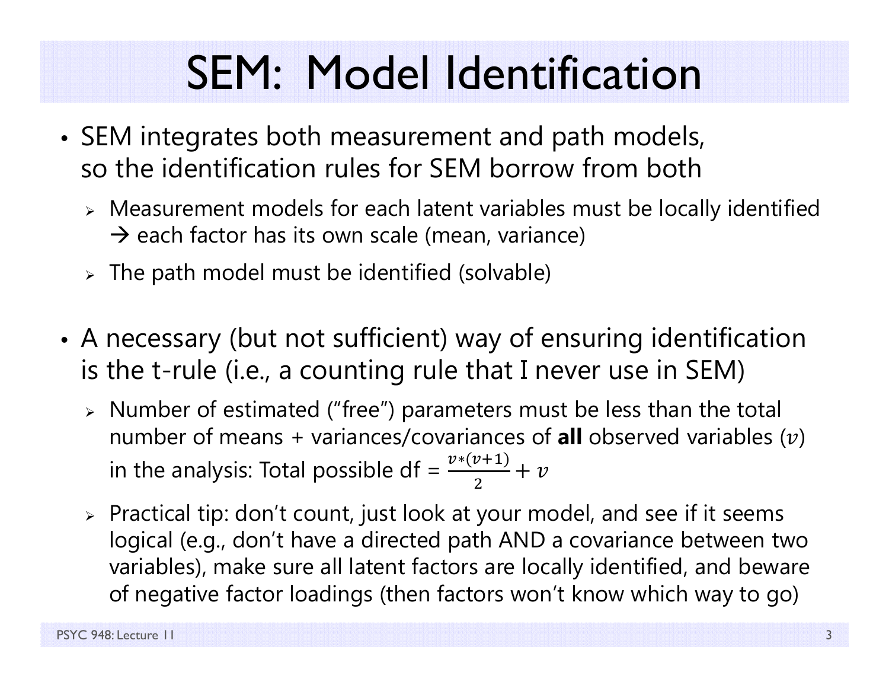# SEM: Model Identification

- SEM integrates both measurement and path models, so the identification rules for SEM borrow from both
  - Measurement models for each latent variables must be locally identified → each factor has its own scale (mean, variance)
  - The path model must be identified (solvable)

- A necessary (but not sufficient) way of ensuring identification is the t-rule (i.e., a counting rule that I never use in SEM)
  - Number of estimated ("free") parameters must be less than the total number of means + variances/covariances of **all** observed variables ($v$) in the analysis: Total possible df = $\frac{v*(v+1)}{2} + v$
  - Practical tip: don't count, just look at your model, and see if it seems logical (e.g., don't have a directed path AND a covariance between two variables), make sure all latent factors are locally identified, and beware of negative factor loadings (then factors won't know which way to go)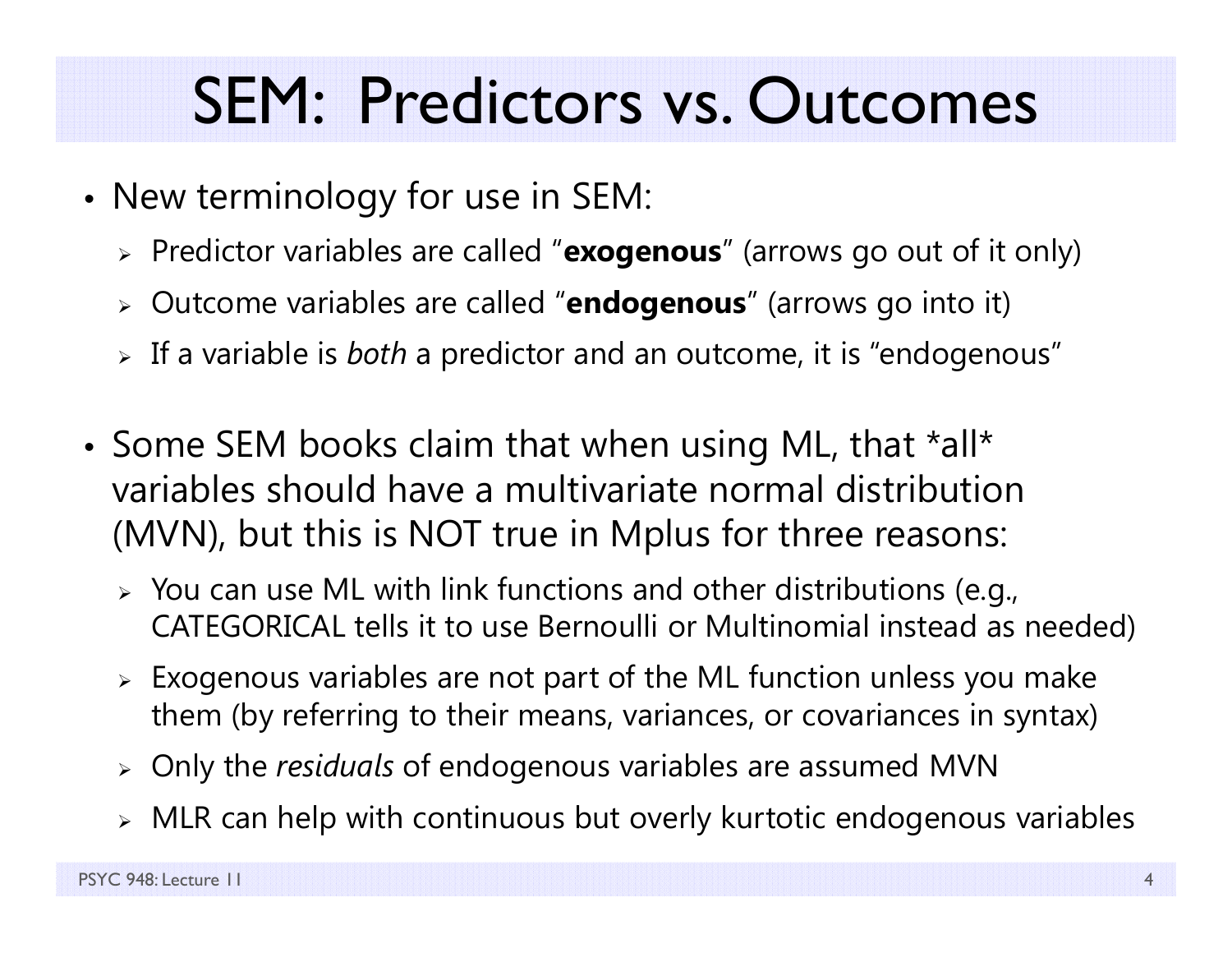# SEM: Predictors vs. Outcomes

- New terminology for use in SEM:
  - Predictor variables are called "**exogenous**" (arrows go out of it only)
  - Outcome variables are called "**endogenous**" (arrows go into it)
  - If a variable is *both* a predictor and an outcome, it is "endogenous"

- Some SEM books claim that when using ML, that *all* variables should have a multivariate normal distribution (MVN), but this is NOT true in Mplus for three reasons:
  - You can use ML with link functions and other distributions (e.g., CATEGORICAL tells it to use Bernoulli or Multinomial instead as needed)
  - Exogenous variables are not part of the ML function unless you make them (by referring to their means, variances, or covariances in syntax)
  - Only the *residuals* of endogenous variables are assumed MVN
  - MLR can help with continuous but overly kurtotic endogenous variables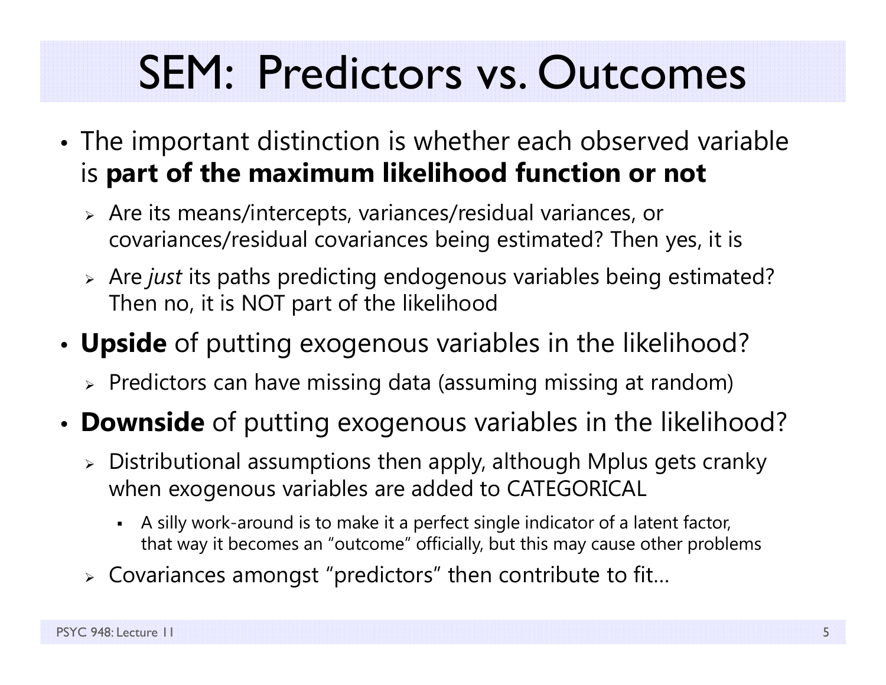# SEM: Predictors vs. Outcomes

- The important distinction is whether each observed variable is **part of the maximum likelihood function or not**
  - Are its means/intercepts, variances/residual variances, or covariances/residual covariances being estimated? Then yes, it is
  - Are *just* its paths predicting endogenous variables being estimated? Then no, it is NOT part of the likelihood
- **Upside** of putting exogenous variables in the likelihood?
  - Predictors can have missing data (assuming missing at random)
- **Downside** of putting exogenous variables in the likelihood?
  - Distributional assumptions then apply, although Mplus gets cranky when exogenous variables are added to CATEGORICAL
    - A silly work-around is to make it a perfect single indicator of a latent factor, that way it becomes an "outcome" officially, but this may cause other problems
  - Covariances amongst "predictors" then contribute to fit…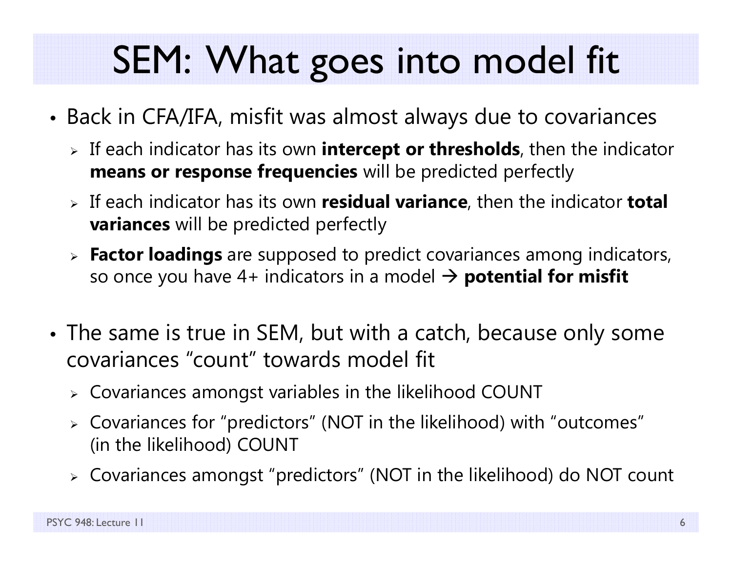# SEM: What goes into model fit

- Back in CFA/IFA, misfit was almost always due to covariances
  - If each indicator has its own **intercept or thresholds**, then the indicator **means or response frequencies** will be predicted perfectly
  - If each indicator has its own **residual variance**, then the indicator **total variances** will be predicted perfectly
  - **Factor loadings** are supposed to predict covariances among indicators, so once you have 4+ indicators in a model → **potential for misfit**

- The same is true in SEM, but with a catch, because only some covariances "count" towards model fit
  - Covariances amongst variables in the likelihood COUNT
  - Covariances for "predictors" (NOT in the likelihood) with "outcomes" (in the likelihood) COUNT
  - Covariances amongst "predictors" (NOT in the likelihood) do NOT count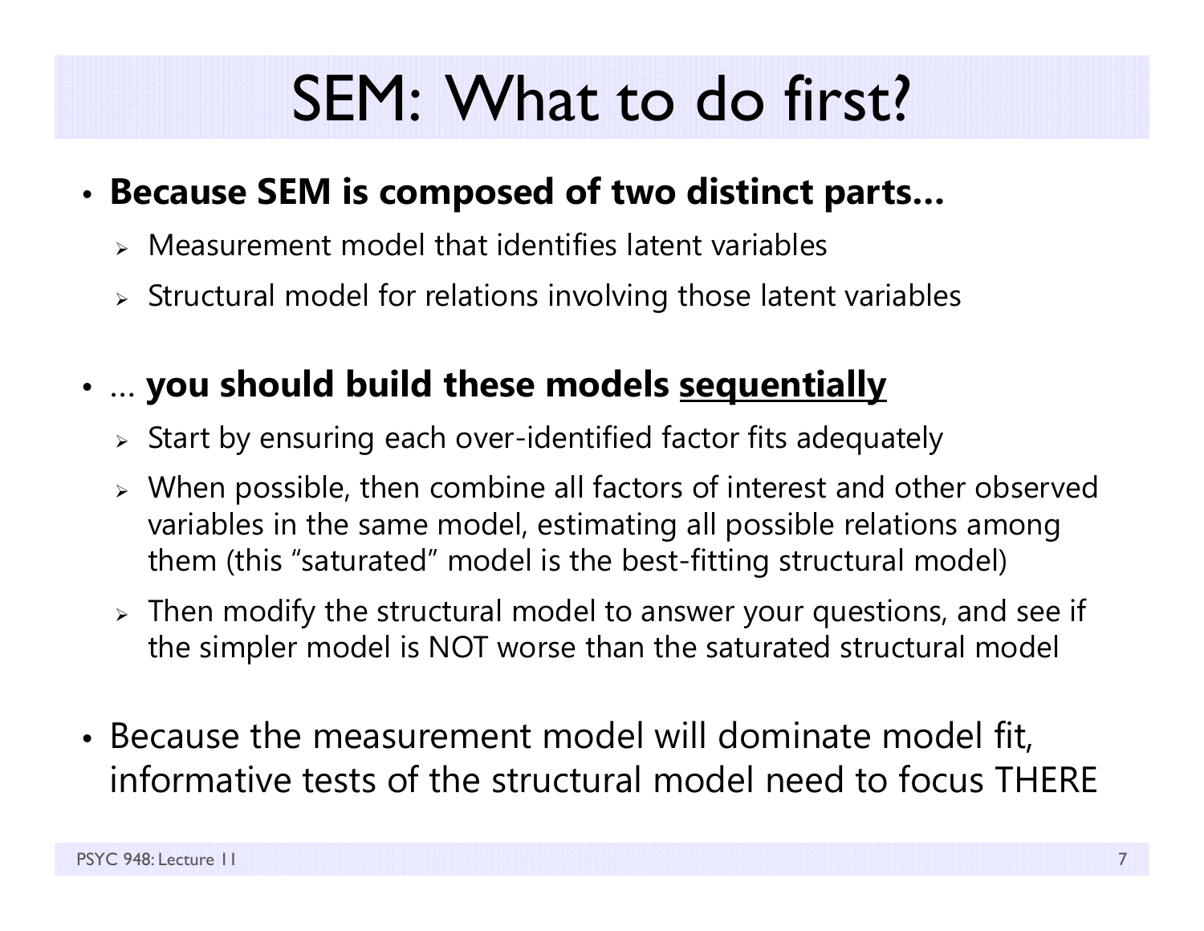# SEM: What to do first?

- **Because SEM is composed of two distinct parts…**
  - Measurement model that identifies latent variables
  - Structural model for relations involving those latent variables

- … **you should build these models <u>sequentially</u>**
  - Start by ensuring each over-identified factor fits adequately
  - When possible, then combine all factors of interest and other observed variables in the same model, estimating all possible relations among them (this "saturated" model is the best-fitting structural model)
  - Then modify the structural model to answer your questions, and see if the simpler model is NOT worse than the saturated structural model

- Because the measurement model will dominate model fit, informative tests of the structural model need to focus THERE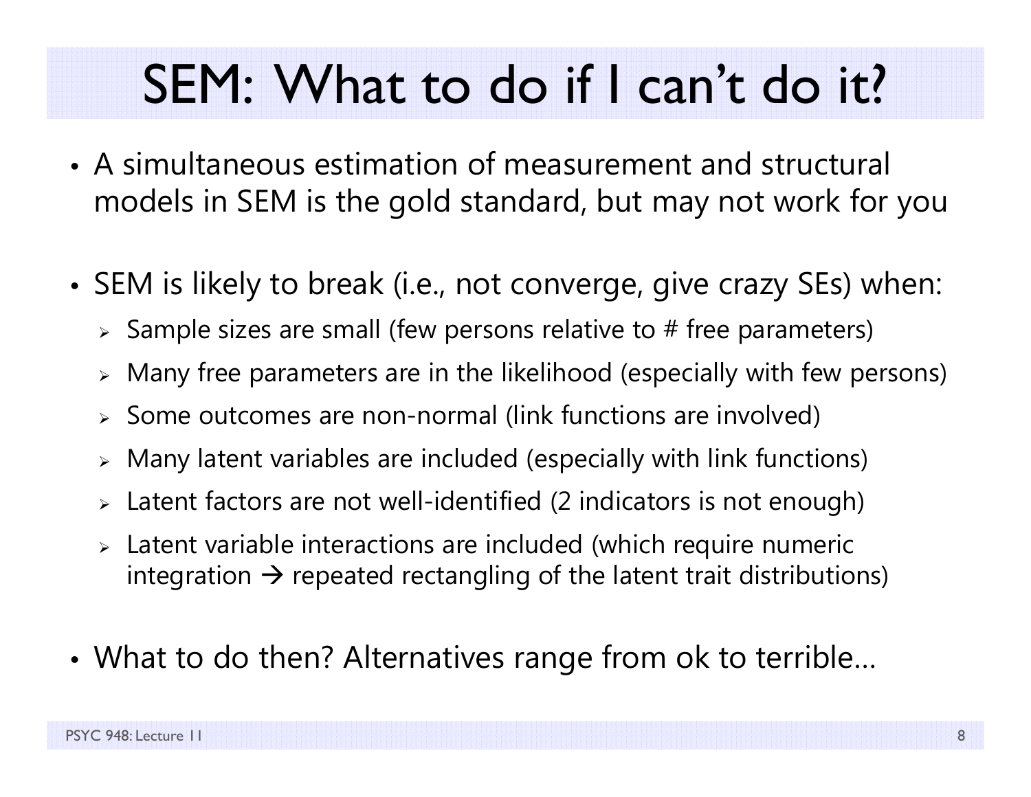# SEM: What to do if I can't do it?

- A simultaneous estimation of measurement and structural models in SEM is the gold standard, but may not work for you

- SEM is likely to break (i.e., not converge, give crazy SEs) when:
  - Sample sizes are small (few persons relative to # free parameters)
  - Many free parameters are in the likelihood (especially with few persons)
  - Some outcomes are non-normal (link functions are involved)
  - Many latent variables are included (especially with link functions)
  - Latent factors are not well-identified (2 indicators is not enough)
  - Latent variable interactions are included (which require numeric integration → repeated rectangling of the latent trait distributions)

- What to do then? Alternatives range from ok to terrible…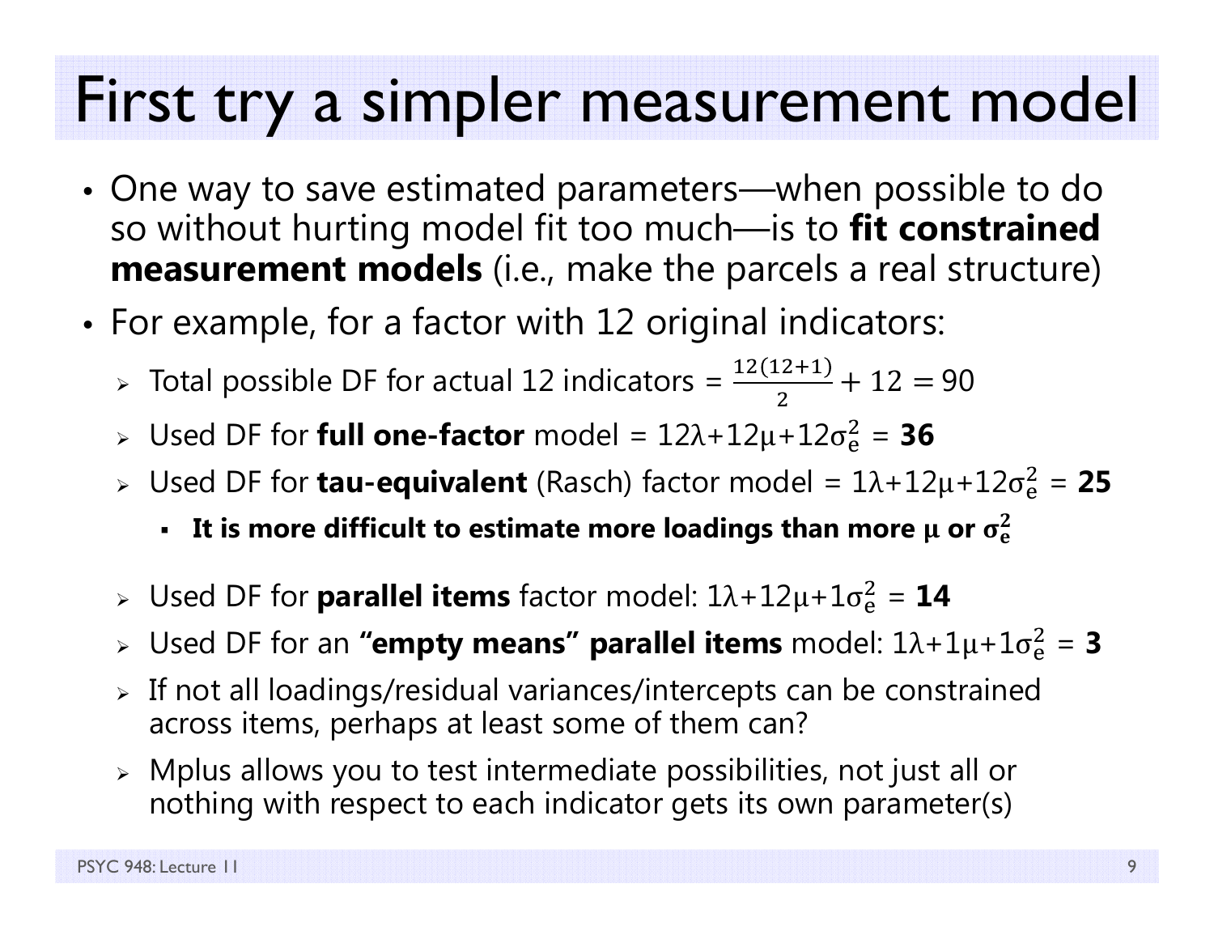# First try a simpler measurement model

- One way to save estimated parameters—when possible to do so without hurting model fit too much—is to **fit constrained measurement models** (i.e., make the parcels a real structure)
- For example, for a factor with 12 original indicators:
  - Total possible DF for actual 12 indicators = $\frac{12(12+1)}{2} + 12 = 90$
  - Used DF for **full one-factor** model = $12\lambda+12\mu+12\sigma_e^2$ = **36**
  - Used DF for **tau-equivalent** (Rasch) factor model = $1\lambda+12\mu+12\sigma_e^2$ = **25**
    - **It is more difficult to estimate more loadings than more $\mu$ or $\sigma_e^2$**
  - Used DF for **parallel items** factor model: $1\lambda+12\mu+1\sigma_e^2$ = **14**
  - Used DF for an **"empty means" parallel items** model: $1\lambda+1\mu+1\sigma_e^2$ = **3**
  - If not all loadings/residual variances/intercepts can be constrained across items, perhaps at least some of them can?
  - Mplus allows you to test intermediate possibilities, not just all or nothing with respect to each indicator gets its own parameter(s)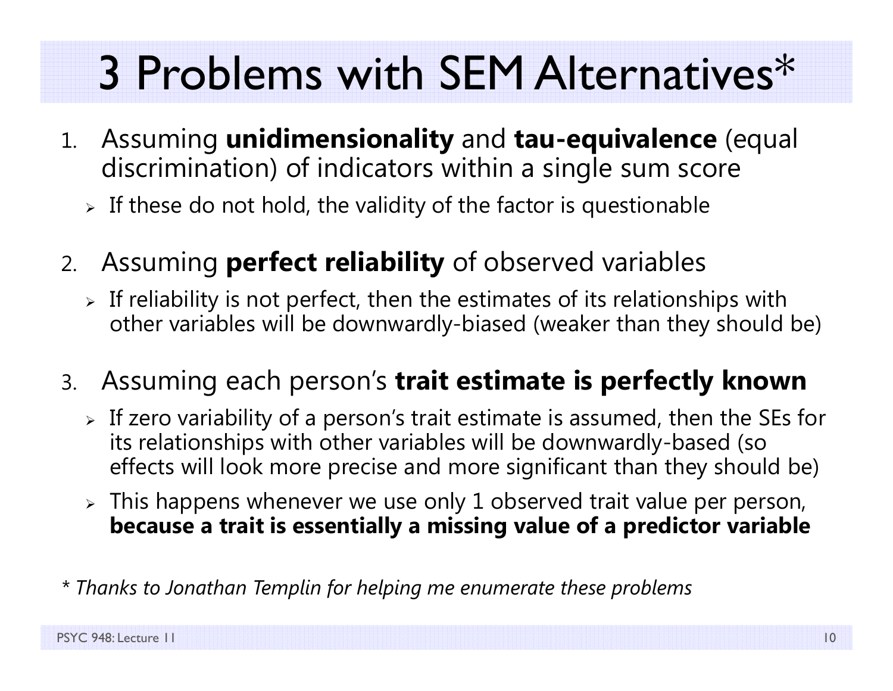# 3 Problems with SEM Alternatives*

1. Assuming **unidimensionality** and **tau-equivalence** (equal discrimination) of indicators within a single sum score
   - If these do not hold, the validity of the factor is questionable

2. Assuming **perfect reliability** of observed variables
   - If reliability is not perfect, then the estimates of its relationships with other variables will be downwardly-biased (weaker than they should be)

3. Assuming each person's **trait estimate is perfectly known**
   - If zero variability of a person's trait estimate is assumed, then the SEs for its relationships with other variables will be downwardly-based (so effects will look more precise and more significant than they should be)
   - This happens whenever we use only 1 observed trait value per person, **because a trait is essentially a missing value of a predictor variable**

*\* Thanks to Jonathan Templin for helping me enumerate these problems*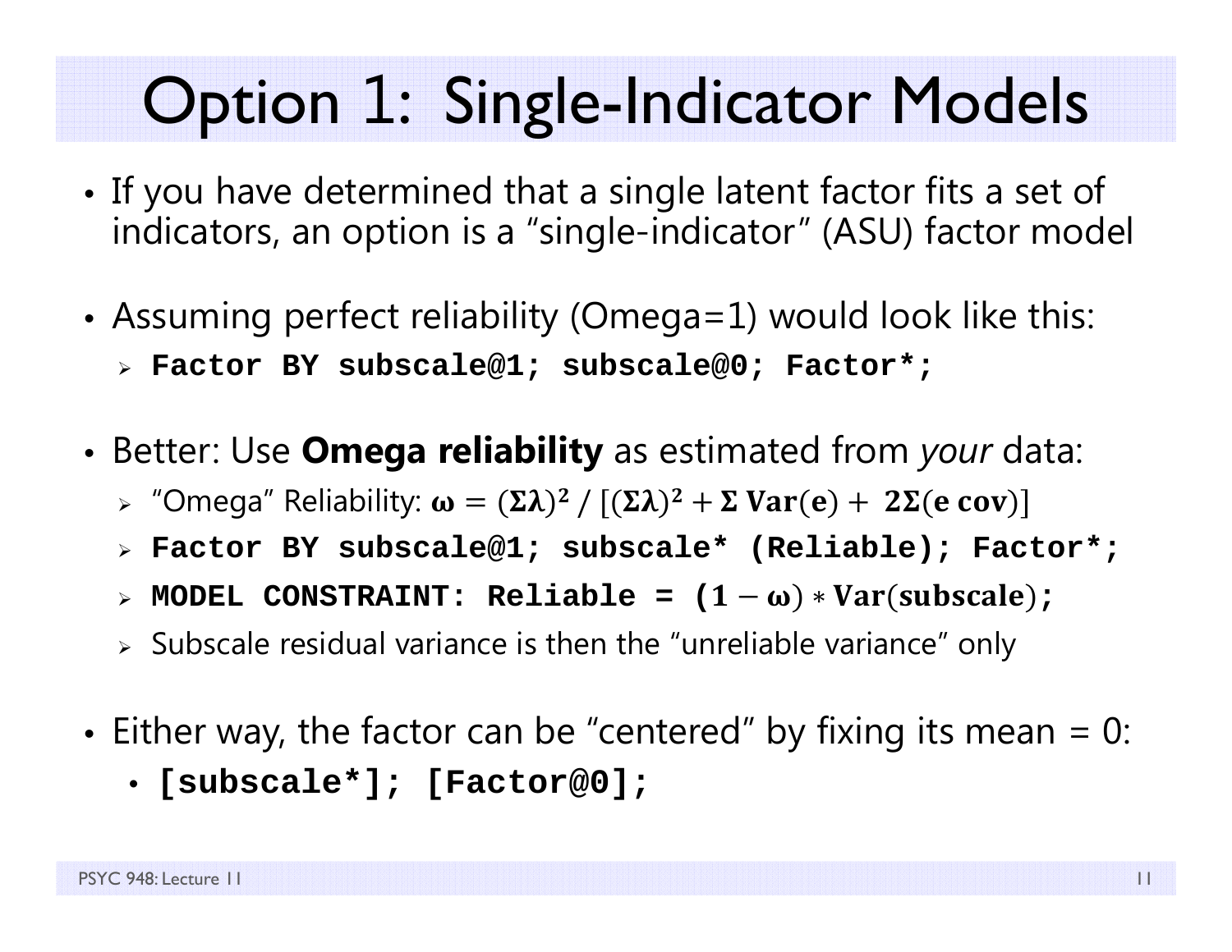# Option 1: Single-Indicator Models

- If you have determined that a single latent factor fits a set of indicators, an option is a "single-indicator" (ASU) factor model
- Assuming perfect reliability (Omega=1) would look like this:
  - **`Factor BY subscale@1; subscale@0; Factor*;`**
- Better: Use **Omega reliability** as estimated from *your* data:
  - "Omega" Reliability: $\boldsymbol{\omega} = (\boldsymbol{\Sigma\lambda})^2 \,/\, [(\boldsymbol{\Sigma\lambda})^2 + \boldsymbol{\Sigma}\ \mathbf{Var(e)} + \ \mathbf{2\Sigma(e\ cov)}]$
  - **`Factor BY subscale@1; subscale* (Reliable); Factor*;`**
  - **`MODEL CONSTRAINT: Reliable =`** $\mathbf{(1 - \omega) * Var(subscale)}$**`;`**
  - Subscale residual variance is then the "unreliable variance" only
- Either way, the factor can be "centered" by fixing its mean = 0:
  - **`[subscale*]; [Factor@0];`**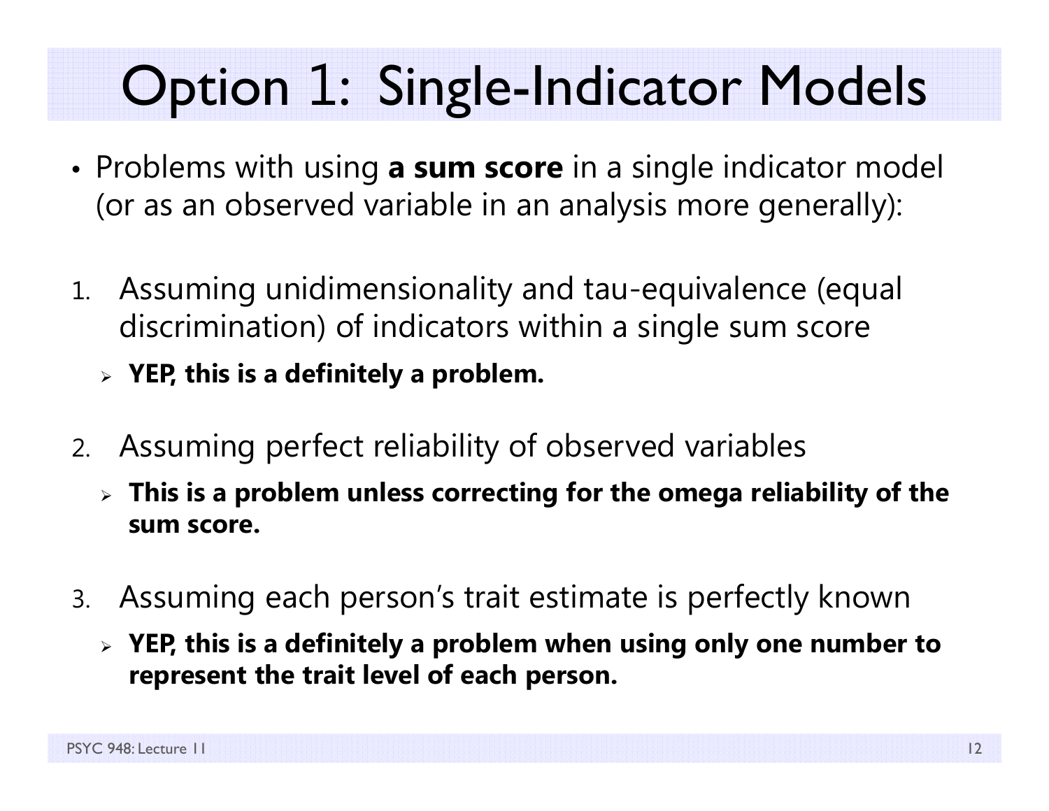# Option 1: Single-Indicator Models

- Problems with using **a sum score** in a single indicator model (or as an observed variable in an analysis more generally):

1. Assuming unidimensionality and tau-equivalence (equal discrimination) of indicators within a single sum score
   - **YEP, this is a definitely a problem.**

2. Assuming perfect reliability of observed variables
   - **This is a problem unless correcting for the omega reliability of the sum score.**

3. Assuming each person's trait estimate is perfectly known
   - **YEP, this is a definitely a problem when using only one number to represent the trait level of each person.**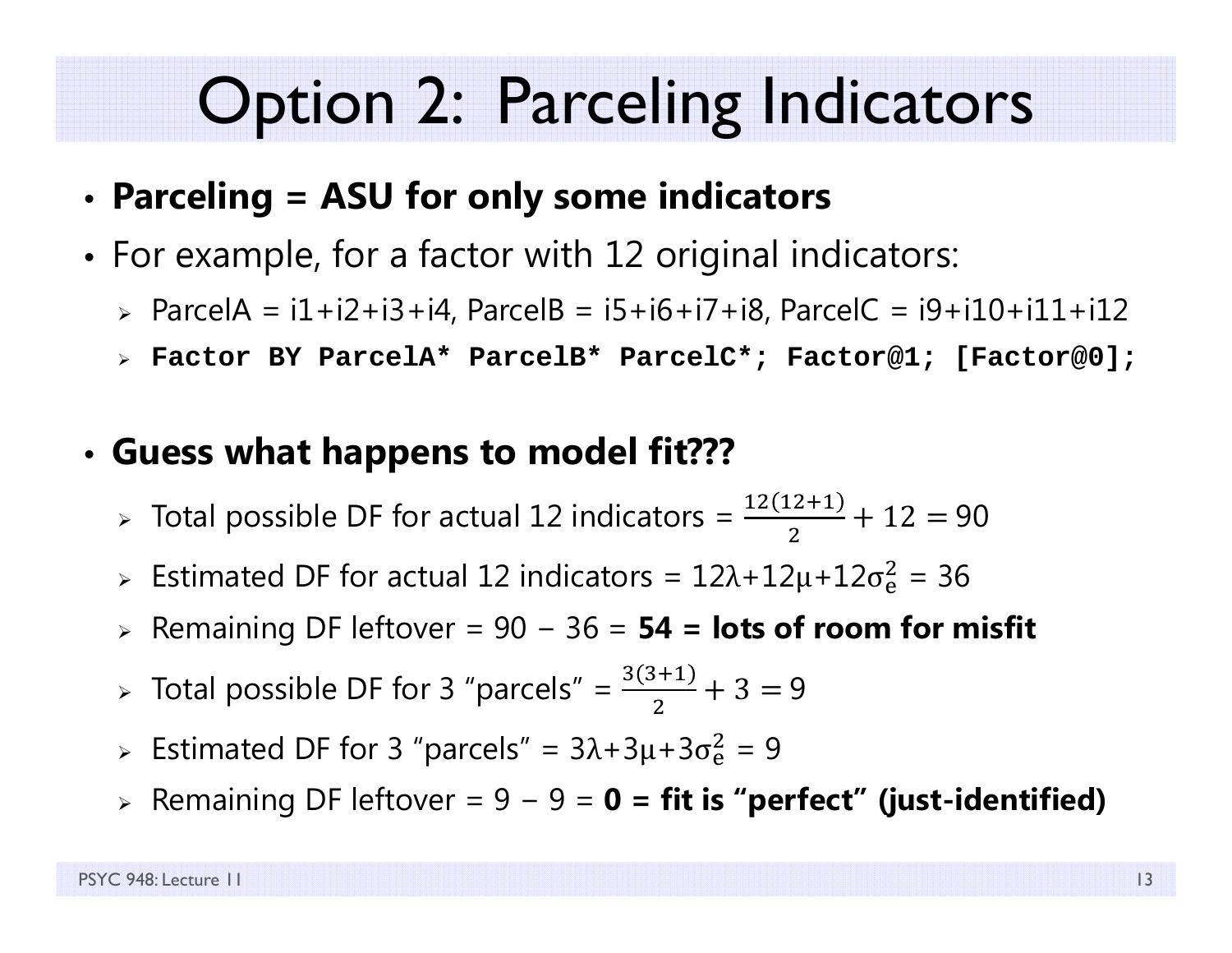# Option 2: Parceling Indicators

- **Parceling = ASU for only some indicators**
- For example, for a factor with 12 original indicators:
  - ParcelA = i1+i2+i3+i4, ParcelB = i5+i6+i7+i8, ParcelC = i9+i10+i11+i12
  - `Factor BY ParcelA* ParcelB* ParcelC*; Factor@1; [Factor@0];`

- **Guess what happens to model fit???**
  - Total possible DF for actual 12 indicators = $\frac{12(12+1)}{2} + 12 = 90$
  - Estimated DF for actual 12 indicators = $12\lambda + 12\mu + 12\sigma_e^2 = 36$
  - Remaining DF leftover = 90 − 36 = **54 = lots of room for misfit**
  - Total possible DF for 3 "parcels" = $\frac{3(3+1)}{2} + 3 = 9$
  - Estimated DF for 3 "parcels" = $3\lambda + 3\mu + 3\sigma_e^2 = 9$
  - Remaining DF leftover = 9 − 9 = **0 = fit is "perfect" (just-identified)**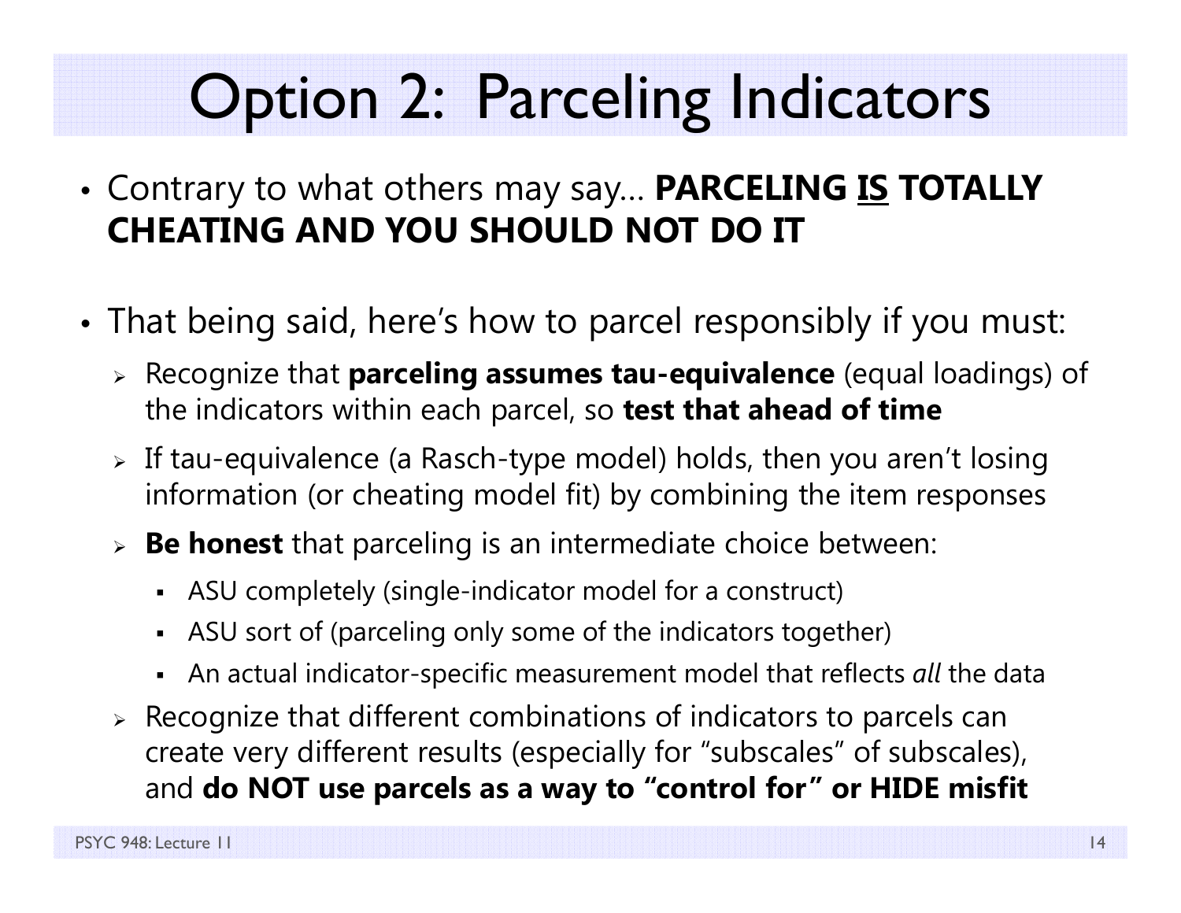# Option 2: Parceling Indicators

- Contrary to what others may say… **PARCELING <u>IS</u> TOTALLY CHEATING AND YOU SHOULD NOT DO IT**

- That being said, here's how to parcel responsibly if you must:
  - Recognize that **parceling assumes tau-equivalence** (equal loadings) of the indicators within each parcel, so **test that ahead of time**
  - If tau-equivalence (a Rasch-type model) holds, then you aren't losing information (or cheating model fit) by combining the item responses
  - **Be honest** that parceling is an intermediate choice between:
    - ASU completely (single-indicator model for a construct)
    - ASU sort of (parceling only some of the indicators together)
    - An actual indicator-specific measurement model that reflects *all* the data
  - Recognize that different combinations of indicators to parcels can create very different results (especially for "subscales" of subscales), and **do NOT use parcels as a way to "control for" or HIDE misfit**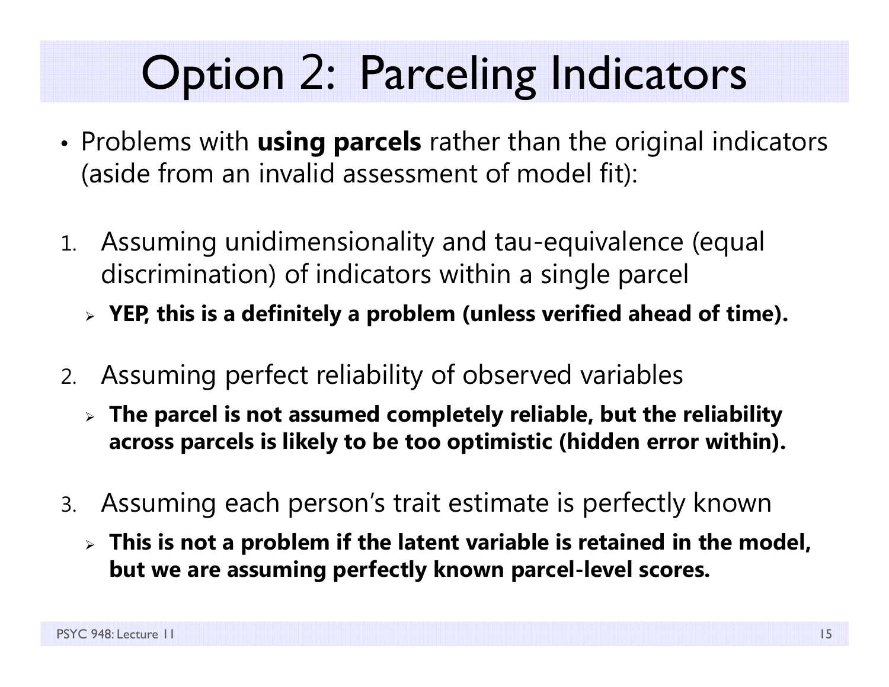# Option 2: Parceling Indicators

- Problems with **using parcels** rather than the original indicators (aside from an invalid assessment of model fit):

1. Assuming unidimensionality and tau-equivalence (equal discrimination) of indicators within a single parcel
   - **YEP, this is a definitely a problem (unless verified ahead of time).**

2. Assuming perfect reliability of observed variables
   - **The parcel is not assumed completely reliable, but the reliability across parcels is likely to be too optimistic (hidden error within).**

3. Assuming each person's trait estimate is perfectly known
   - **This is not a problem if the latent variable is retained in the model, but we are assuming perfectly known parcel-level scores.**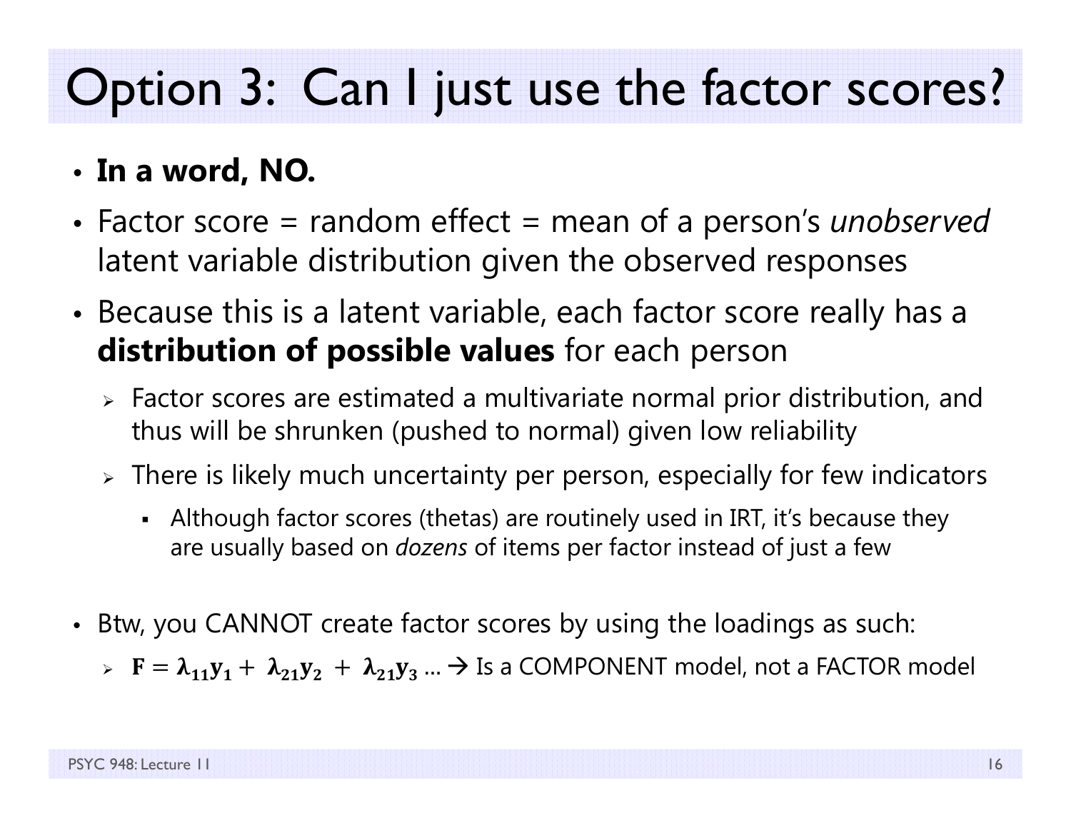# Option 3: Can I just use the factor scores?

- **In a word, NO.**
- Factor score = random effect = mean of a person's *unobserved* latent variable distribution given the observed responses
- Because this is a latent variable, each factor score really has a **distribution of possible values** for each person
  - Factor scores are estimated a multivariate normal prior distribution, and thus will be shrunken (pushed to normal) given low reliability
  - There is likely much uncertainty per person, especially for few indicators
    - Although factor scores (thetas) are routinely used in IRT, it's because they are usually based on *dozens* of items per factor instead of just a few
- Btw, you CANNOT create factor scores by using the loadings as such:
  - $\mathbf{F} = \boldsymbol{\lambda}_{11}\mathbf{y}_1 + \boldsymbol{\lambda}_{21}\mathbf{y}_2 + \boldsymbol{\lambda}_{21}\mathbf{y}_3 \ldots$ → Is a COMPONENT model, not a FACTOR model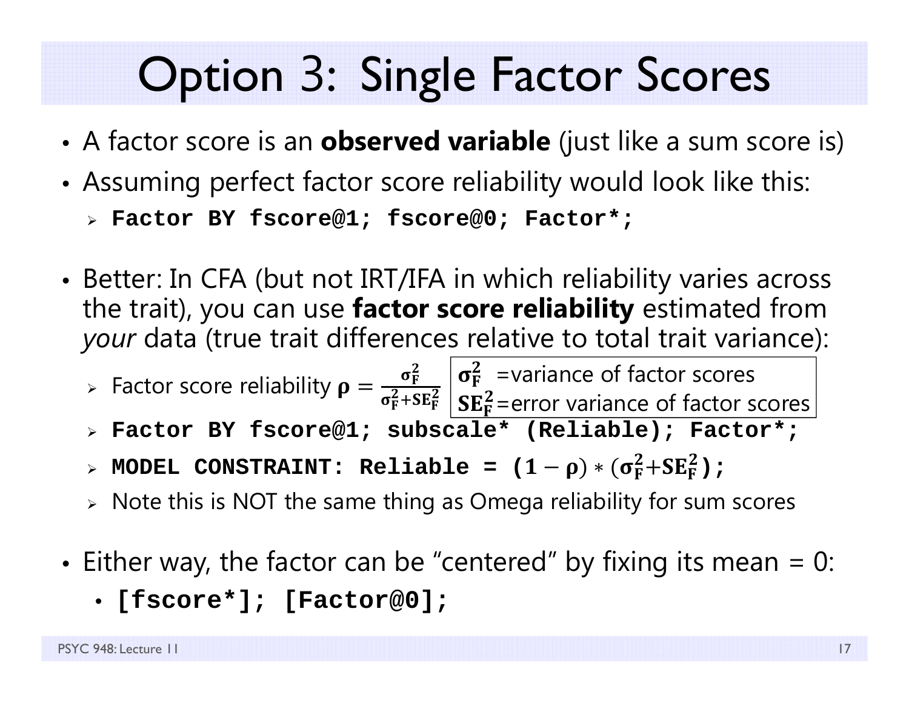# Option 3: Single Factor Scores

- A factor score is an **observed variable** (just like a sum score is)
- Assuming perfect factor score reliability would look like this:
  - **`Factor BY fscore@1; fscore@0; Factor*;`**
- Better: In CFA (but not IRT/IFA in which reliability varies across the trait), you can use **factor score reliability** estimated from *your* data (true trait differences relative to total trait variance):
  - Factor score reliability $\boldsymbol{\rho} = \frac{\boldsymbol{\sigma}_{\mathbf{F}}^{\mathbf{2}}}{\boldsymbol{\sigma}_{\mathbf{F}}^{\mathbf{2}} + \mathbf{SE}_{\mathbf{F}}^{\mathbf{2}}}$

    $\boldsymbol{\sigma}_{\mathbf{F}}^{\mathbf{2}}$ =variance of factor scores

    $\mathbf{SE}_{\mathbf{F}}^{\mathbf{2}}$=error variance of factor scores
  - **`Factor BY fscore@1; subscale* (Reliable); Factor*;`**
  - **`MODEL CONSTRAINT: Reliable =`** $(\mathbf{1} - \boldsymbol{\rho}) * (\boldsymbol{\sigma}_{\mathbf{F}}^{\mathbf{2}} + \mathbf{SE}_{\mathbf{F}}^{\mathbf{2}})$**`;`**
  - Note this is NOT the same thing as Omega reliability for sum scores
- Either way, the factor can be "centered" by fixing its mean = 0:
  - **`[fscore*]; [Factor@0];`**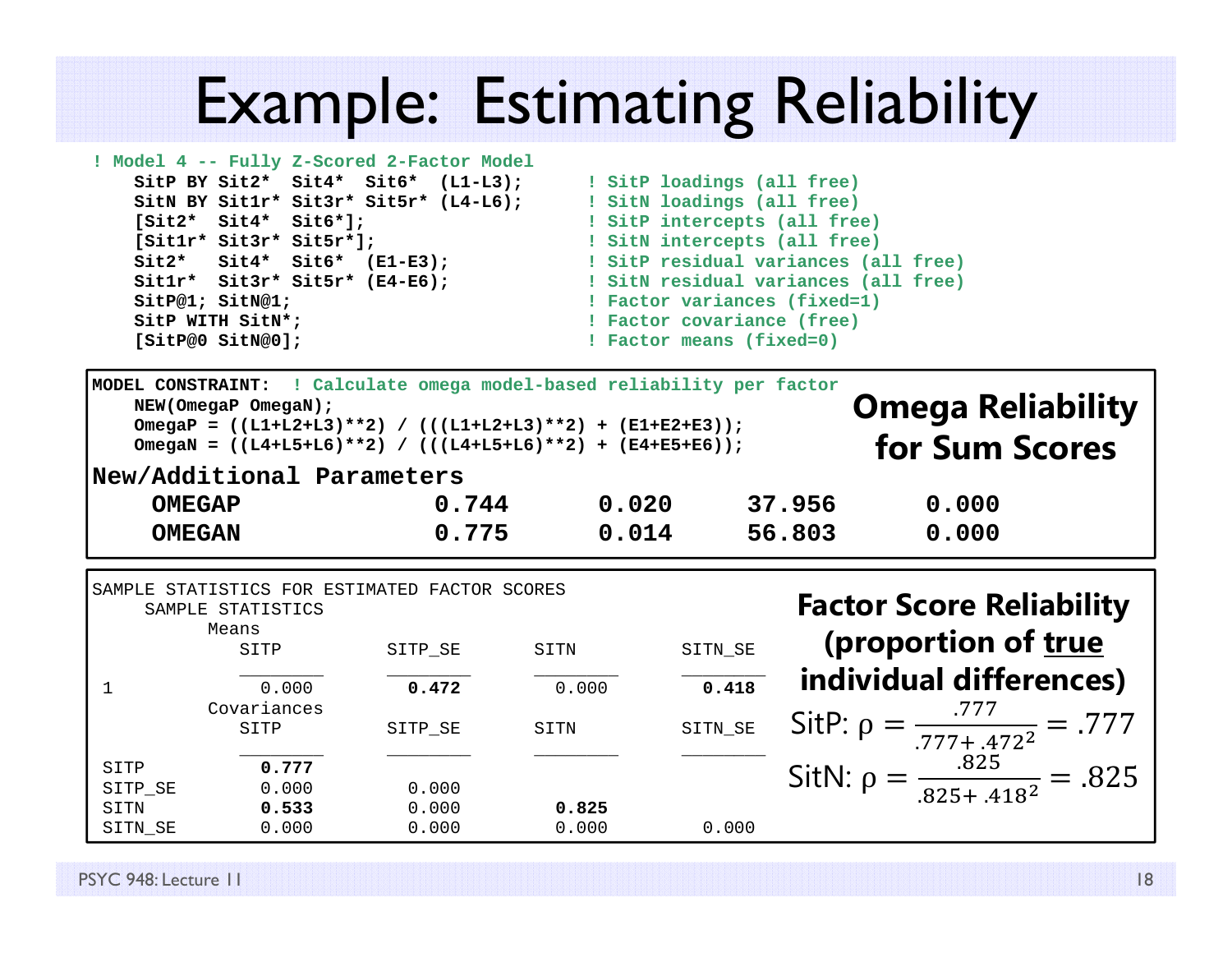# Example: Estimating Reliability

```
! Model 4 -- Fully Z-Scored 2-Factor Model
    SitP BY Sit2*  Sit4*  Sit6*  (L1-L3);       ! SitP loadings (all free)
    SitN BY Sit1r* Sit3r* Sit5r* (L4-L6);       ! SitN loadings (all free)
    [Sit2*  Sit4*  Sit6*];                      ! SitP intercepts (all free)
    [Sit1r* Sit3r* Sit5r*];                     ! SitN intercepts (all free)
    Sit2*   Sit4*  Sit6*  (E1-E3);              ! SitP residual variances (all free)
    Sit1r*  Sit3r* Sit5r* (E4-E6);              ! SitN residual variances (all free)
    SitP@1; SitN@1;                             ! Factor variances (fixed=1)
    SitP WITH SitN*;                            ! Factor covariance (free)
    [SitP@0 SitN@0];                            ! Factor means (fixed=0)
```

```
MODEL CONSTRAINT:  ! Calculate omega model-based reliability per factor
    NEW(OmegaP OmegaN);
    OmegaP = ((L1+L2+L3)**2) / (((L1+L2+L3)**2) + (E1+E2+E3));
    OmegaN = ((L4+L5+L6)**2) / (((L4+L5+L6)**2) + (E4+E5+E6));
New/Additional Parameters
    OMEGAP            0.744      0.020     37.956      0.000
    OMEGAN            0.775      0.014     56.803      0.000
```

**Omega Reliability for Sum Scores**

```
SAMPLE STATISTICS FOR ESTIMATED FACTOR SCORES
     SAMPLE STATISTICS
           Means
              SITP          SITP_SE       SITN          SITN_SE
              ________      ________      ________      ________
 1              0.000         0.472         0.000         0.418
           Covariances
              SITP          SITP_SE       SITN          SITN_SE
              ________      ________      ________      ________
 SITP           0.777
 SITP_SE        0.000         0.000
 SITN           0.533         0.000         0.825
 SITN_SE        0.000         0.000         0.000         0.000
```

**Factor Score Reliability (proportion of true individual differences)**

SitP: $\rho = \dfrac{.777}{.777 + .472^2} = .777$

SitN: $\rho = \dfrac{.825}{.825 + .418^2} = .825$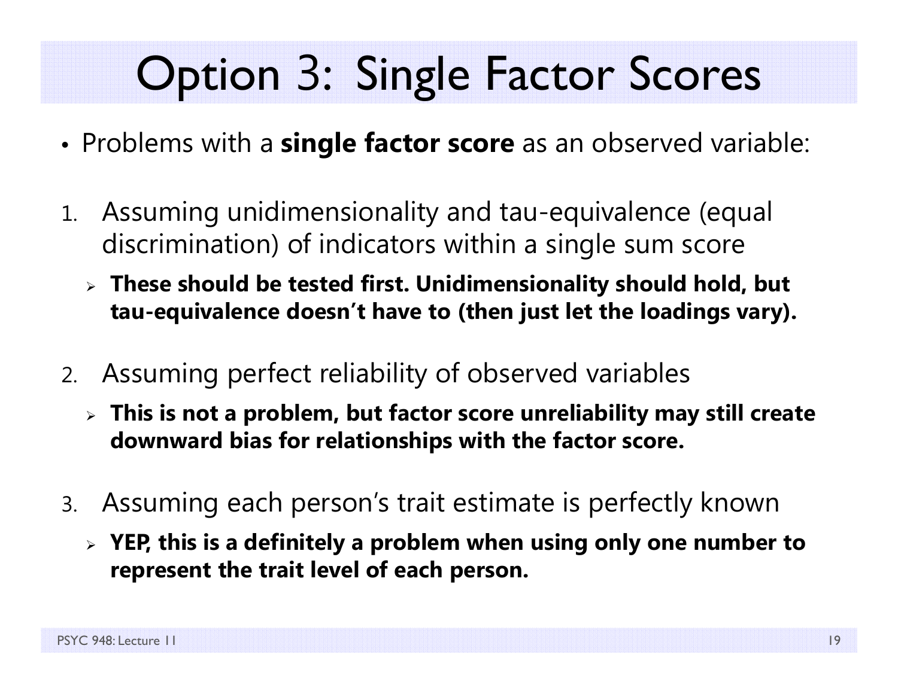# Option 3: Single Factor Scores

- Problems with a **single factor score** as an observed variable:

1. Assuming unidimensionality and tau-equivalence (equal discrimination) of indicators within a single sum score
   - **These should be tested first. Unidimensionality should hold, but tau-equivalence doesn't have to (then just let the loadings vary).**

2. Assuming perfect reliability of observed variables
   - **This is not a problem, but factor score unreliability may still create downward bias for relationships with the factor score.**

3. Assuming each person's trait estimate is perfectly known
   - **YEP, this is a definitely a problem when using only one number to represent the trait level of each person.**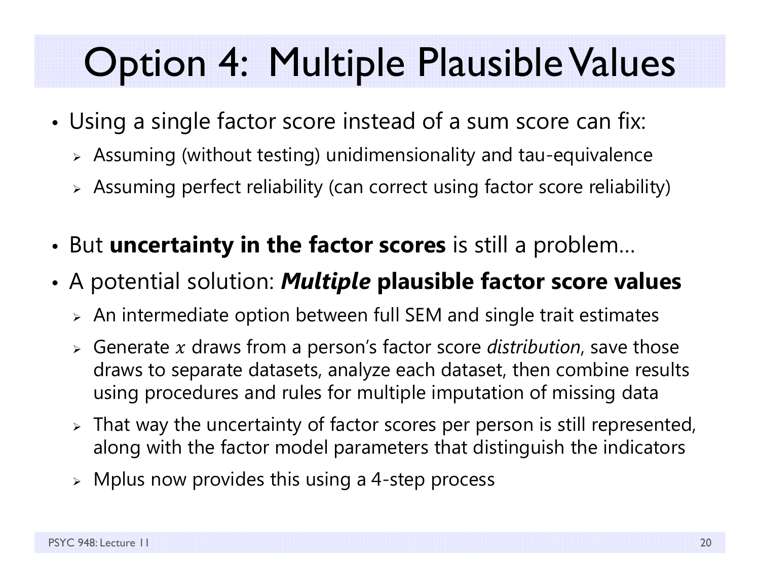# Option 4: Multiple Plausible Values

- Using a single factor score instead of a sum score can fix:
  - Assuming (without testing) unidimensionality and tau-equivalence
  - Assuming perfect reliability (can correct using factor score reliability)
- But **uncertainty in the factor scores** is still a problem…
- A potential solution: ***Multiple*** **plausible factor score values**
  - An intermediate option between full SEM and single trait estimates
  - Generate $x$ draws from a person's factor score *distribution*, save those draws to separate datasets, analyze each dataset, then combine results using procedures and rules for multiple imputation of missing data
  - That way the uncertainty of factor scores per person is still represented, along with the factor model parameters that distinguish the indicators
  - Mplus now provides this using a 4-step process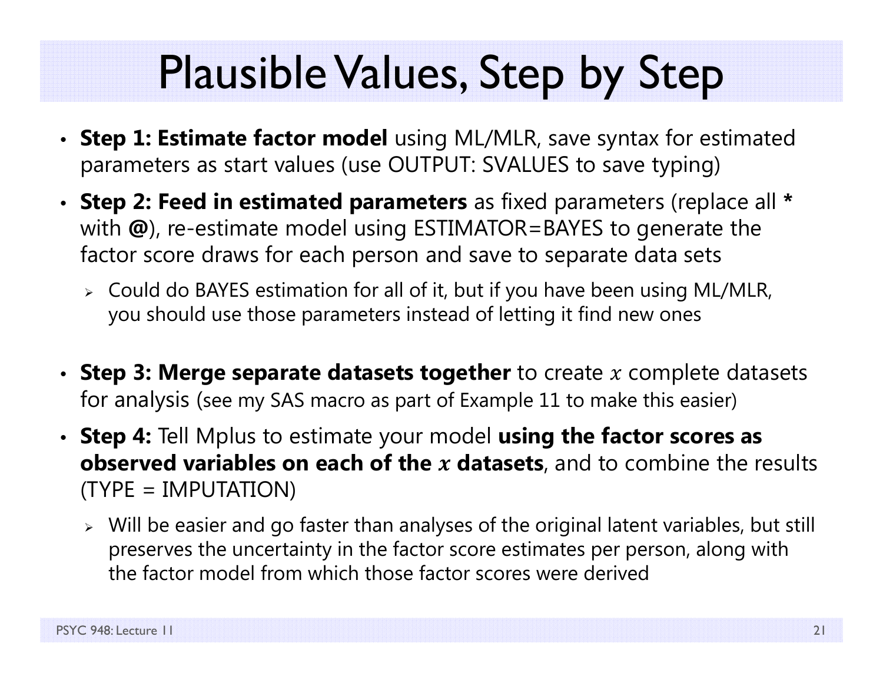# Plausible Values, Step by Step

- **Step 1: Estimate factor model** using ML/MLR, save syntax for estimated parameters as start values (use OUTPUT: SVALUES to save typing)
- **Step 2: Feed in estimated parameters** as fixed parameters (replace all * with @), re-estimate model using ESTIMATOR=BAYES to generate the factor score draws for each person and save to separate data sets
  - Could do BAYES estimation for all of it, but if you have been using ML/MLR, you should use those parameters instead of letting it find new ones
- **Step 3: Merge separate datasets together** to create $x$ complete datasets for analysis (see my SAS macro as part of Example 11 to make this easier)
- **Step 4:** Tell Mplus to estimate your model **using the factor scores as observed variables on each of the $x$ datasets**, and to combine the results (TYPE = IMPUTATION)
  - Will be easier and go faster than analyses of the original latent variables, but still preserves the uncertainty in the factor score estimates per person, along with the factor model from which those factor scores were derived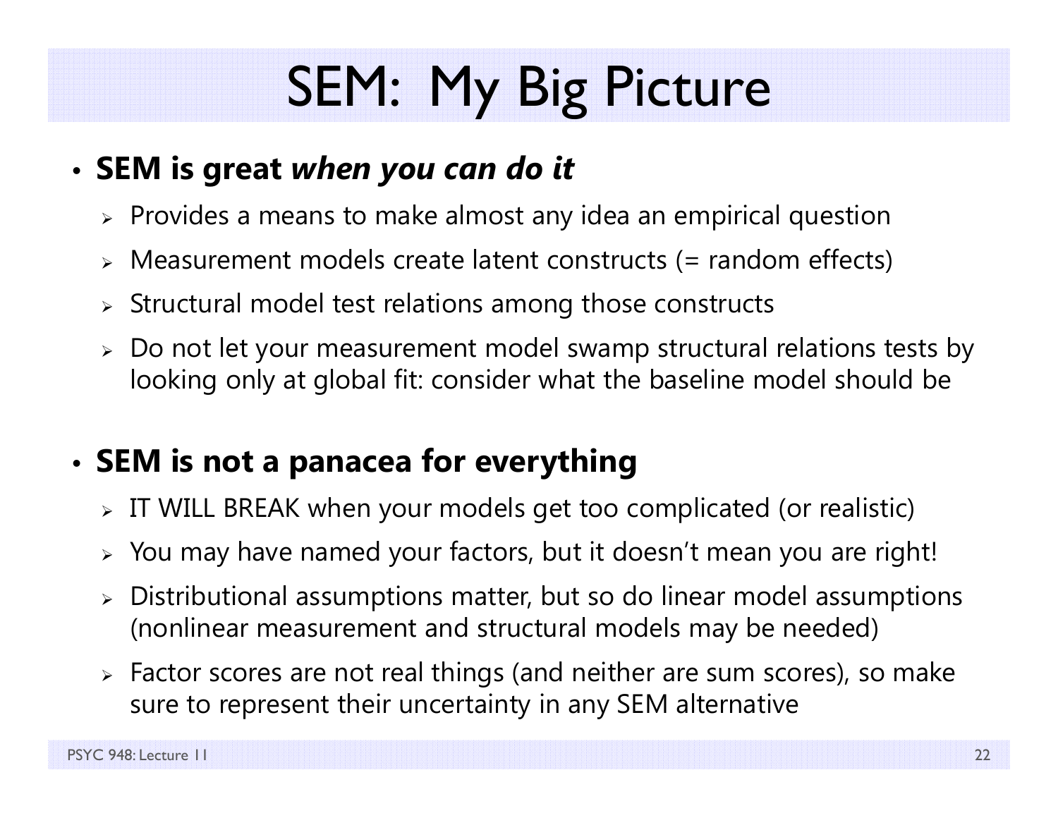# SEM: My Big Picture

- **SEM is great *when you can do it***
  - Provides a means to make almost any idea an empirical question
  - Measurement models create latent constructs (= random effects)
  - Structural model test relations among those constructs
  - Do not let your measurement model swamp structural relations tests by looking only at global fit: consider what the baseline model should be

- **SEM is not a panacea for everything**
  - IT WILL BREAK when your models get too complicated (or realistic)
  - You may have named your factors, but it doesn't mean you are right!
  - Distributional assumptions matter, but so do linear model assumptions (nonlinear measurement and structural models may be needed)
  - Factor scores are not real things (and neither are sum scores), so make sure to represent their uncertainty in any SEM alternative